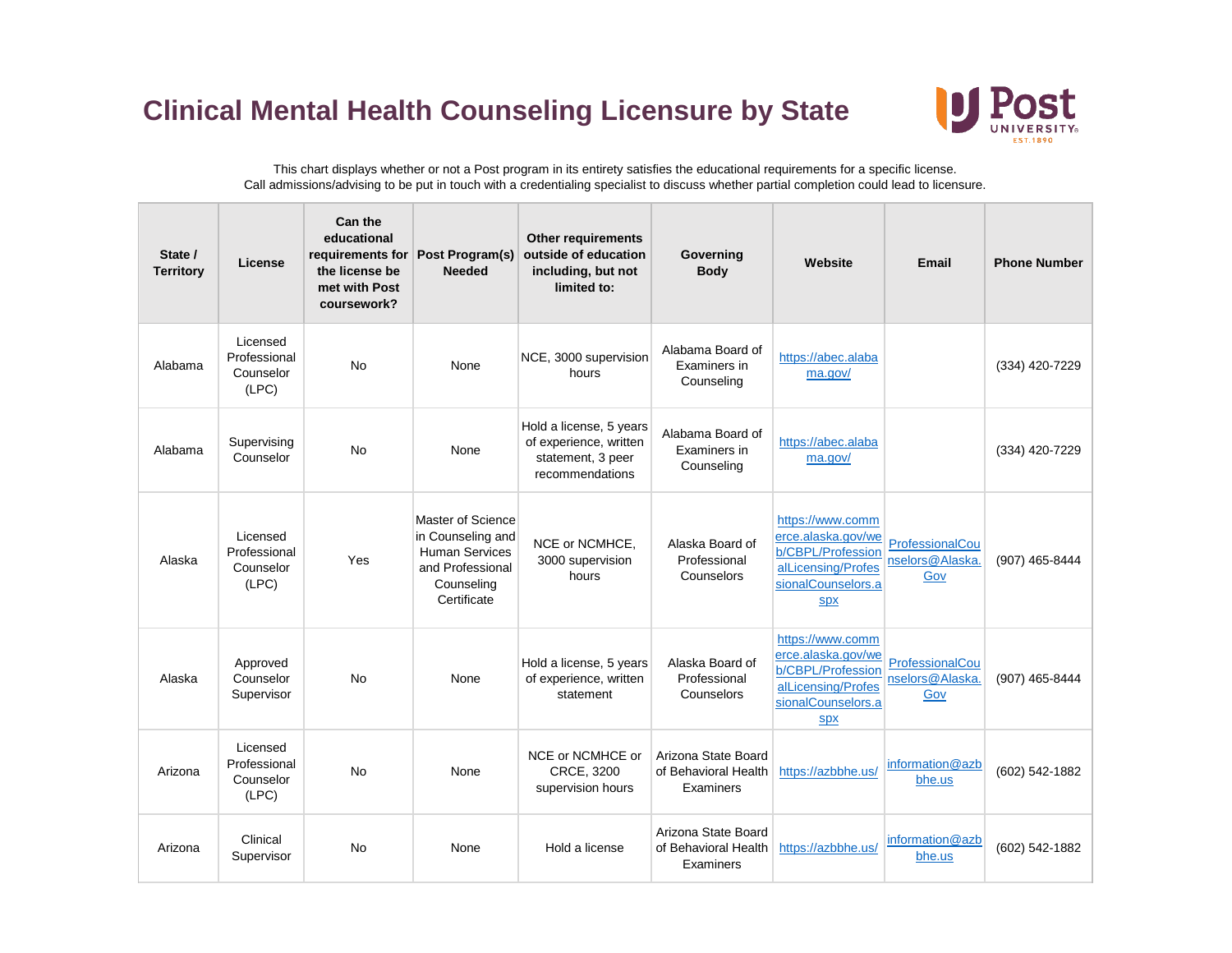# Clinical Mental Health Counseling Licensure by State

This chart displays whether or not a Post program in its entirety satisfies the educational requirements for a specific license.
Call admissions/advising to be put in touch with a credentialing specialist to discuss whether partial completion could lead to licensure.

| State / Territory | License | Can the educational requirements for the license be met with Post coursework? | Post Program(s) Needed | Other requirements outside of education including, but not limited to: | Governing Body | Website | Email | Phone Number |
|---|---|---|---|---|---|---|---|---|
| Alabama | Licensed Professional Counselor (LPC) | No | None | NCE, 3000 supervision hours | Alabama Board of Examiners in Counseling | https://abec.alabama.gov/ | | (334) 420-7229 |
| Alabama | Supervising Counselor | No | None | Hold a license, 5 years of experience, written statement, 3 peer recommendations | Alabama Board of Examiners in Counseling | https://abec.alabama.gov/ | | (334) 420-7229 |
| Alaska | Licensed Professional Counselor (LPC) | Yes | Master of Science in Counseling and Human Services and Professional Counseling Certificate | NCE or NCMHCE, 3000 supervision hours | Alaska Board of Professional Counselors | https://www.commerce.alaska.gov/web/CBPL/ProfessionalLicensing/ProfessionalCounselors.aspx | ProfessionalCounselors@Alaska.Gov | (907) 465-8444 |
| Alaska | Approved Counselor Supervisor | No | None | Hold a license, 5 years of experience, written statement | Alaska Board of Professional Counselors | https://www.commerce.alaska.gov/web/CBPL/ProfessionalLicensing/ProfessionalCounselors.aspx | ProfessionalCounselors@Alaska.Gov | (907) 465-8444 |
| Arizona | Licensed Professional Counselor (LPC) | No | None | NCE or NCMHCE or CRCE, 3200 supervision hours | Arizona State Board of Behavioral Health Examiners | https://azbbhe.us/ | information@azbbhe.us | (602) 542-1882 |
| Arizona | Clinical Supervisor | No | None | Hold a license | Arizona State Board of Behavioral Health Examiners | https://azbbhe.us/ | information@azbbhe.us | (602) 542-1882 |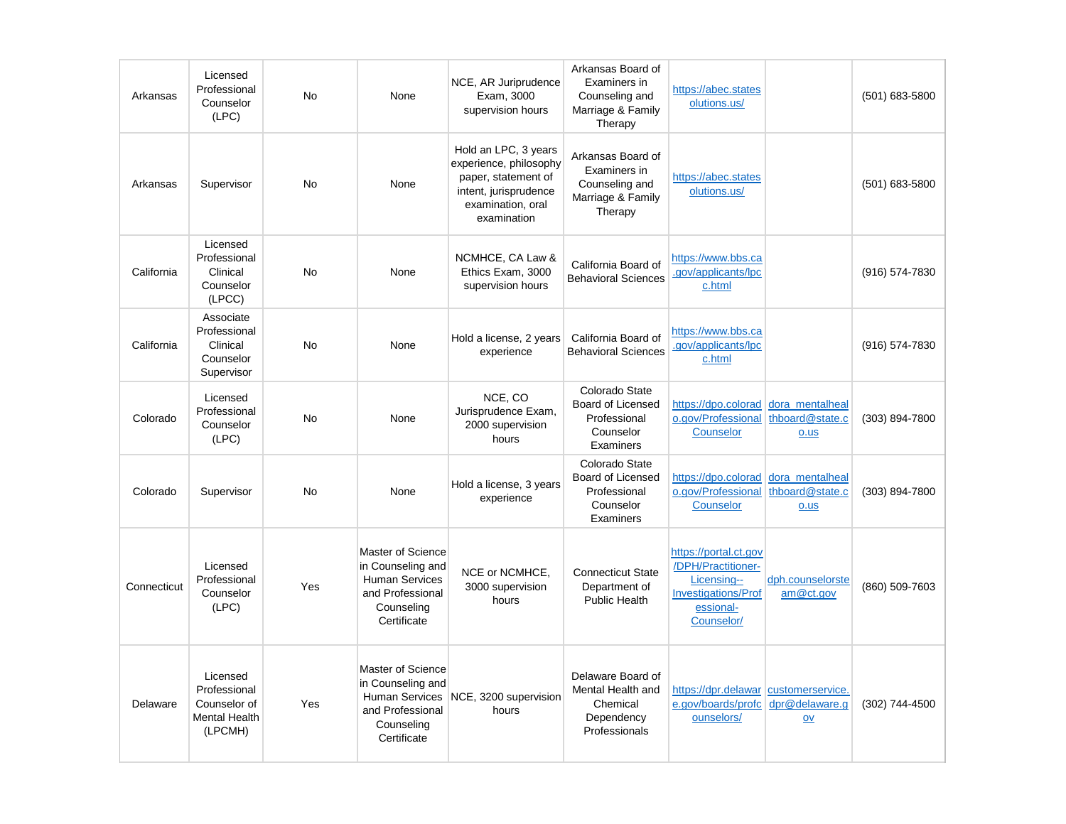| | | | | | | | | |
|---|---|---|---|---|---|---|---|---|
| Arkansas | Licensed Professional Counselor (LPC) | No | None | NCE, AR Juriprudence Exam, 3000 supervision hours | Arkansas Board of Examiners in Counseling and Marriage & Family Therapy | https://abec.statesolutions.us/ | | (501) 683-5800 |
| Arkansas | Supervisor | No | None | Hold an LPC, 3 years experience, philosophy paper, statement of intent, jurisprudence examination, oral examination | Arkansas Board of Examiners in Counseling and Marriage & Family Therapy | https://abec.statesolutions.us/ | | (501) 683-5800 |
| California | Licensed Professional Clinical Counselor (LPCC) | No | None | NCMHCE, CA Law & Ethics Exam, 3000 supervision hours | California Board of Behavioral Sciences | https://www.bbs.ca.gov/applicants/lpcc.html | | (916) 574-7830 |
| California | Associate Professional Clinical Counselor Supervisor | No | None | Hold a license, 2 years experience | California Board of Behavioral Sciences | https://www.bbs.ca.gov/applicants/lpcc.html | | (916) 574-7830 |
| Colorado | Licensed Professional Counselor (LPC) | No | None | NCE, CO Jurisprudence Exam, 2000 supervision hours | Colorado State Board of Licensed Professional Counselor Examiners | https://dpo.colorado.gov/ProfessionalCounselor | dora_mentalhealthboard@state.co.us | (303) 894-7800 |
| Colorado | Supervisor | No | None | Hold a license, 3 years experience | Colorado State Board of Licensed Professional Counselor Examiners | https://dpo.colorado.gov/ProfessionalCounselor | dora_mentalhealthboard@state.co.us | (303) 894-7800 |
| Connecticut | Licensed Professional Counselor (LPC) | Yes | Master of Science in Counseling and Human Services and Professional Counseling Certificate | NCE or NCMHCE, 3000 supervision hours | Connecticut State Department of Public Health | https://portal.ct.gov/DPH/Practitioner-Licensing--Investigations/Professional-Counselor/ | dph.counselorsteam@ct.gov | (860) 509-7603 |
| Delaware | Licensed Professional Counselor of Mental Health (LPCMH) | Yes | Master of Science in Counseling and Human Services and Professional Counseling Certificate | NCE, 3200 supervision hours | Delaware Board of Mental Health and Chemical Dependency Professionals | https://dpr.delaware.gov/boards/profcounselors/ | customerservice.dpr@delaware.gov | (302) 744-4500 |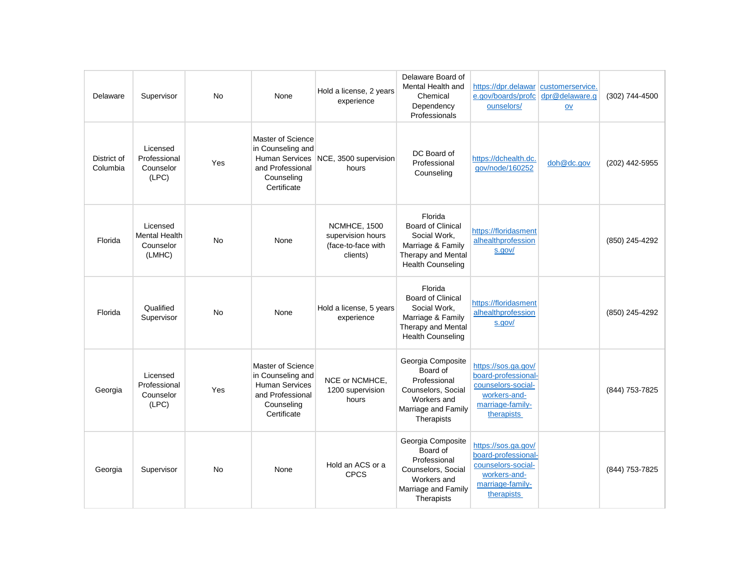| | | | | | | | | |
|---|---|---|---|---|---|---|---|---|
| Delaware | Supervisor | No | None | Hold a license, 2 years experience | Delaware Board of Mental Health and Chemical Dependency Professionals | https://dpr.delaware.gov/boards/profcounselors/ | customerservice.dpr@delaware.gov | (302) 744-4500 |
| District of Columbia | Licensed Professional Counselor (LPC) | Yes | Master of Science in Counseling and Human Services and Professional Counseling Certificate | NCE, 3500 supervision hours | DC Board of Professional Counseling | https://dchealth.dc.gov/node/160252 | doh@dc.gov | (202) 442-5955 |
| Florida | Licensed Mental Health Counselor (LMHC) | No | None | NCMHCE, 1500 supervision hours (face-to-face with clients) | Florida Board of Clinical Social Work, Marriage & Family Therapy and Mental Health Counseling | https://floridasmentalhealthprofessions.gov/ | | (850) 245-4292 |
| Florida | Qualified Supervisor | No | None | Hold a license, 5 years experience | Florida Board of Clinical Social Work, Marriage & Family Therapy and Mental Health Counseling | https://floridasmentalhealthprofessions.gov/ | | (850) 245-4292 |
| Georgia | Licensed Professional Counselor (LPC) | Yes | Master of Science in Counseling and Human Services and Professional Counseling Certificate | NCE or NCMHCE, 1200 supervision hours | Georgia Composite Board of Professional Counselors, Social Workers and Marriage and Family Therapists | https://sos.ga.gov/board-professional-counselors-social-workers-and-marriage-family-therapists | | (844) 753-7825 |
| Georgia | Supervisor | No | None | Hold an ACS or a CPCS | Georgia Composite Board of Professional Counselors, Social Workers and Marriage and Family Therapists | https://sos.ga.gov/board-professional-counselors-social-workers-and-marriage-family-therapists | | (844) 753-7825 |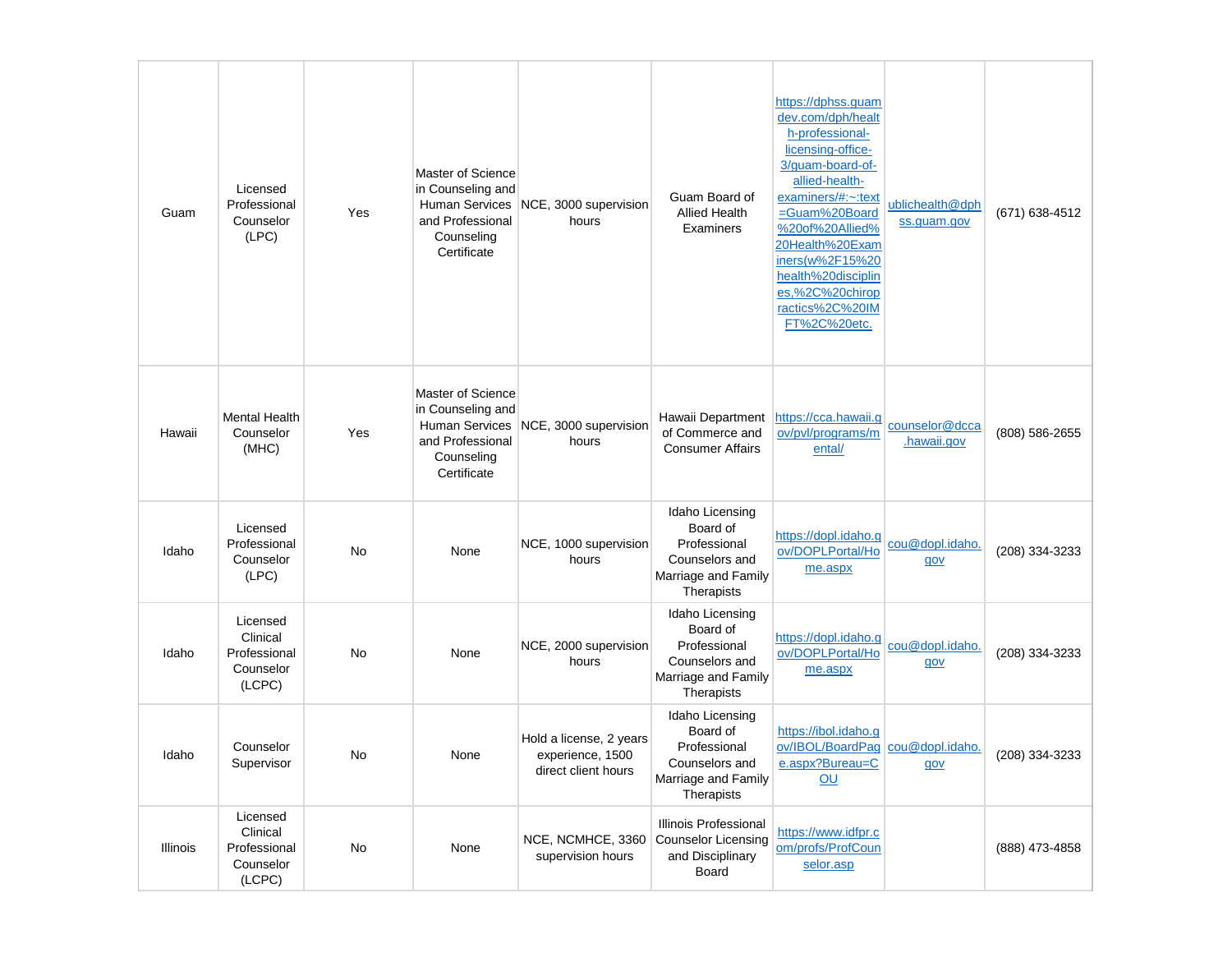| | | | | | | | | |
|---|---|---|---|---|---|---|---|---|
| Guam | Licensed Professional Counselor (LPC) | Yes | Master of Science in Counseling and Human Services and Professional Counseling Certificate | NCE, 3000 supervision hours | Guam Board of Allied Health Examiners | https://dphss.guamdev.com/dph/health-professional-licensing-office-3/guam-board-of-allied-health-examiners/#:~:text=Guam%20Board%20of%20Allied%20Health%20Examiners(w%2F15%20health%20disciplines,%2C%20chiropractics%2C%20IMFT%2C%20etc. | ublichealth@dphss.guam.gov | (671) 638-4512 |
| Hawaii | Mental Health Counselor (MHC) | Yes | Master of Science in Counseling and Human Services and Professional Counseling Certificate | NCE, 3000 supervision hours | Hawaii Department of Commerce and Consumer Affairs | https://cca.hawaii.gov/pvl/programs/mental/ | counselor@dcca.hawaii.gov | (808) 586-2655 |
| Idaho | Licensed Professional Counselor (LPC) | No | None | NCE, 1000 supervision hours | Idaho Licensing Board of Professional Counselors and Marriage and Family Therapists | https://dopl.idaho.gov/DOPLPortal/Home.aspx | cou@dopl.idaho.gov | (208) 334-3233 |
| Idaho | Licensed Clinical Professional Counselor (LCPC) | No | None | NCE, 2000 supervision hours | Idaho Licensing Board of Professional Counselors and Marriage and Family Therapists | https://dopl.idaho.gov/DOPLPortal/Home.aspx | cou@dopl.idaho.gov | (208) 334-3233 |
| Idaho | Counselor Supervisor | No | None | Hold a license, 2 years experience, 1500 direct client hours | Idaho Licensing Board of Professional Counselors and Marriage and Family Therapists | https://ibol.idaho.gov/IBOL/BoardPage.aspx?Bureau=COU | cou@dopl.idaho.gov | (208) 334-3233 |
| Illinois | Licensed Clinical Professional Counselor (LCPC) | No | None | NCE, NCMHCE, 3360 supervision hours | Illinois Professional Counselor Licensing and Disciplinary Board | https://www.idfpr.com/profs/ProfCounselor.asp | | (888) 473-4858 |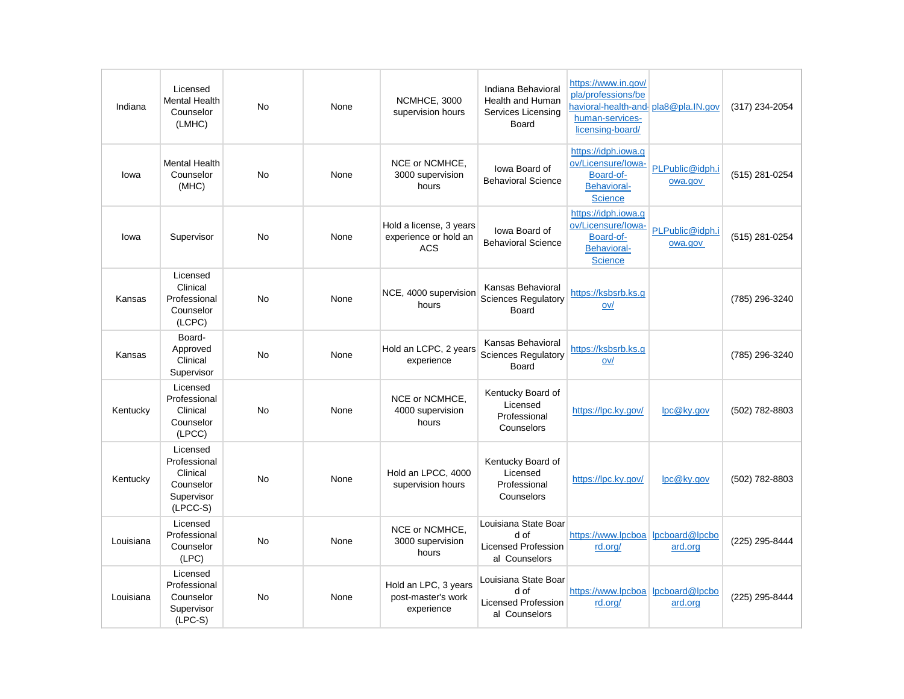| | | | | | | | | |
|---|---|---|---|---|---|---|---|---|
| Indiana | Licensed Mental Health Counselor (LMHC) | No | None | NCMHCE, 3000 supervision hours | Indiana Behavioral Health and Human Services Licensing Board | https://www.in.gov/pla/professions/behavioral-health-and-human-services-licensing-board/ | pla8@pla.IN.gov | (317) 234-2054 |
| Iowa | Mental Health Counselor (MHC) | No | None | NCE or NCMHCE, 3000 supervision hours | Iowa Board of Behavioral Science | https://idph.iowa.gov/Licensure/Iowa-Board-of-Behavioral-Science | PLPublic@idph.iowa.gov | (515) 281-0254 |
| Iowa | Supervisor | No | None | Hold a license, 3 years experience or hold an ACS | Iowa Board of Behavioral Science | https://idph.iowa.gov/Licensure/Iowa-Board-of-Behavioral-Science | PLPublic@idph.iowa.gov | (515) 281-0254 |
| Kansas | Licensed Clinical Professional Counselor (LCPC) | No | None | NCE, 4000 supervision hours | Kansas Behavioral Sciences Regulatory Board | https://ksbsrb.ks.gov/ | | (785) 296-3240 |
| Kansas | Board-Approved Clinical Supervisor | No | None | Hold an LCPC, 2 years experience | Kansas Behavioral Sciences Regulatory Board | https://ksbsrb.ks.gov/ | | (785) 296-3240 |
| Kentucky | Licensed Professional Clinical Counselor (LPCC) | No | None | NCE or NCMHCE, 4000 supervision hours | Kentucky Board of Licensed Professional Counselors | https://lpc.ky.gov/ | lpc@ky.gov | (502) 782-8803 |
| Kentucky | Licensed Professional Clinical Counselor Supervisor (LPCC-S) | No | None | Hold an LPCC, 4000 supervision hours | Kentucky Board of Licensed Professional Counselors | https://lpc.ky.gov/ | lpc@ky.gov | (502) 782-8803 |
| Louisiana | Licensed Professional Counselor (LPC) | No | None | NCE or NCMHCE, 3000 supervision hours | Louisiana State Board of Licensed Professional Counselors | https://www.lpcboard.org/ | lpcboard@lpcboard.org | (225) 295-8444 |
| Louisiana | Licensed Professional Counselor Supervisor (LPC-S) | No | None | Hold an LPC, 3 years post-master's work experience | Louisiana State Board of Licensed Professional Counselors | https://www.lpcboard.org/ | lpcboard@lpcboard.org | (225) 295-8444 |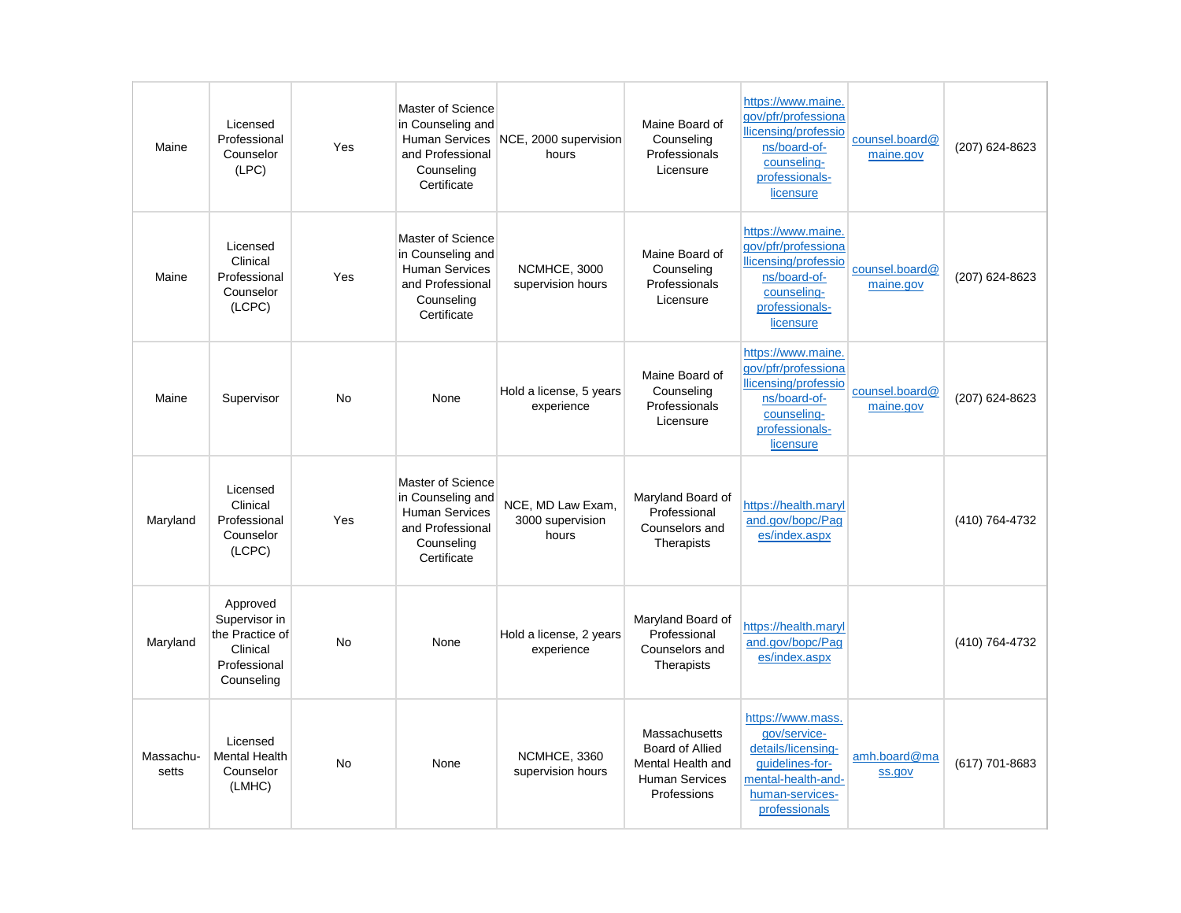| | | | | | | | | |
|---|---|---|---|---|---|---|---|---|
| Maine | Licensed Professional Counselor (LPC) | Yes | Master of Science in Counseling and Human Services and Professional Counseling Certificate | NCE, 2000 supervision hours | Maine Board of Counseling Professionals Licensure | https://www.maine.gov/pfr/professionallicensing/professions/board-of-counseling-professionals-licensure | counsel.board@maine.gov | (207) 624-8623 |
| Maine | Licensed Clinical Professional Counselor (LCPC) | Yes | Master of Science in Counseling and Human Services and Professional Counseling Certificate | NCMHCE, 3000 supervision hours | Maine Board of Counseling Professionals Licensure | https://www.maine.gov/pfr/professionallicensing/professions/board-of-counseling-professionals-licensure | counsel.board@maine.gov | (207) 624-8623 |
| Maine | Supervisor | No | None | Hold a license, 5 years experience | Maine Board of Counseling Professionals Licensure | https://www.maine.gov/pfr/professionallicensing/professions/board-of-counseling-professionals-licensure | counsel.board@maine.gov | (207) 624-8623 |
| Maryland | Licensed Clinical Professional Counselor (LCPC) | Yes | Master of Science in Counseling and Human Services and Professional Counseling Certificate | NCE, MD Law Exam, 3000 supervision hours | Maryland Board of Professional Counselors and Therapists | https://health.maryland.gov/bopc/Pages/index.aspx | | (410) 764-4732 |
| Maryland | Approved Supervisor in the Practice of Clinical Professional Counseling | No | None | Hold a license, 2 years experience | Maryland Board of Professional Counselors and Therapists | https://health.maryland.gov/bopc/Pages/index.aspx | | (410) 764-4732 |
| Massachusetts | Licensed Mental Health Counselor (LMHC) | No | None | NCMHCE, 3360 supervision hours | Massachusetts Board of Allied Mental Health and Human Services Professions | https://www.mass.gov/service-details/licensing-guidelines-for-mental-health-and-human-services-professionals | amh.board@mass.gov | (617) 701-8683 |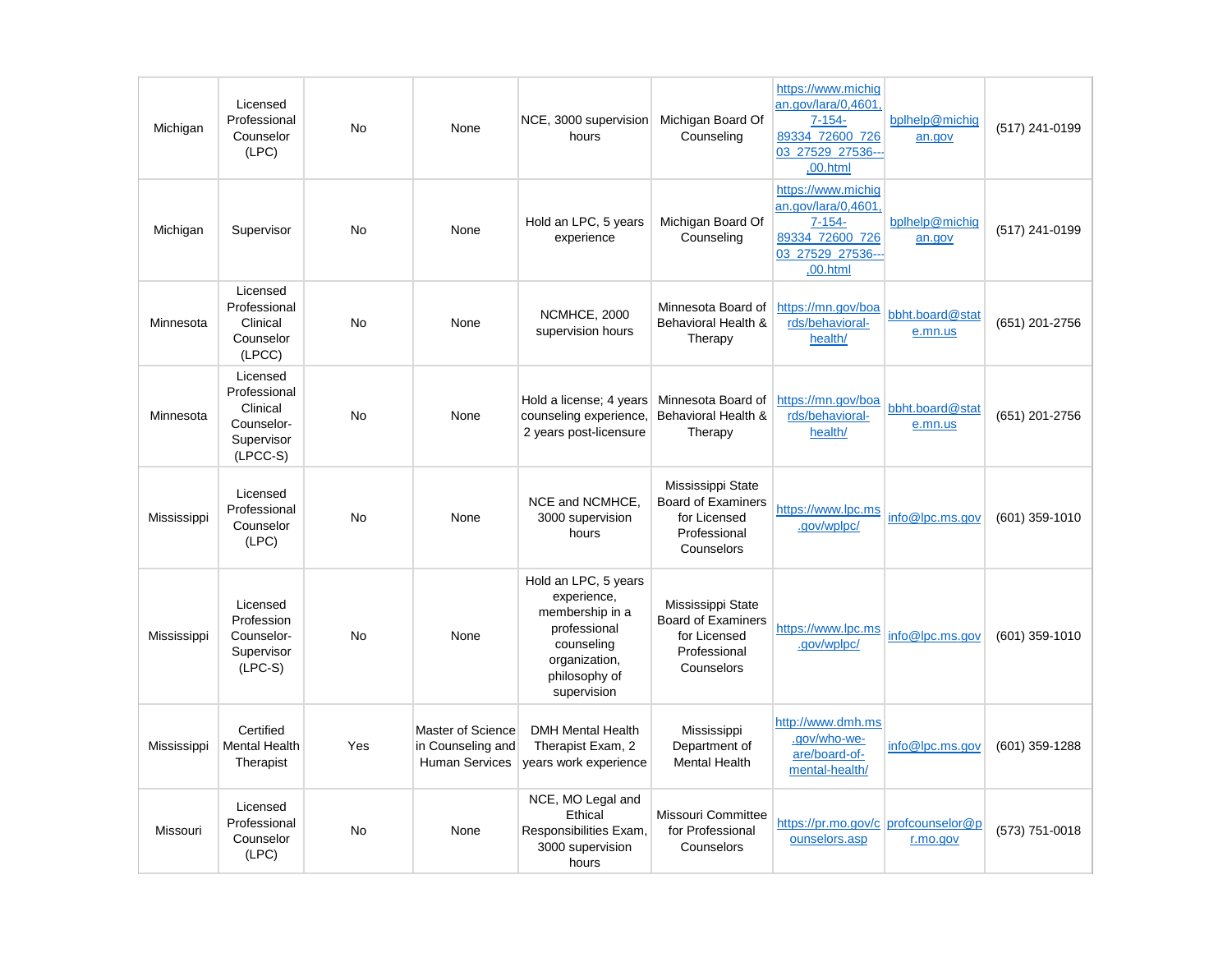| Michigan | Licensed Professional Counselor (LPC) | No | None | NCE, 3000 supervision hours | Michigan Board Of Counseling | https://www.michigan.gov/lara/0,4601,7-154-89334_72600_72603_27529_27536---,00.html | bplhelp@michigan.gov | (517) 241-0199 |
|---|---|---|---|---|---|---|---|---|
| Michigan | Supervisor | No | None | Hold an LPC, 5 years experience | Michigan Board Of Counseling | https://www.michigan.gov/lara/0,4601,7-154-89334_72600_72603_27529_27536---,00.html | bplhelp@michigan.gov | (517) 241-0199 |
| Minnesota | Licensed Professional Clinical Counselor (LPCC) | No | None | NCMHCE, 2000 supervision hours | Minnesota Board of Behavioral Health & Therapy | https://mn.gov/boards/behavioral-health/ | bbht.board@state.mn.us | (651) 201-2756 |
| Minnesota | Licensed Professional Clinical Counselor-Supervisor (LPCC-S) | No | None | Hold a license; 4 years counseling experience, 2 years post-licensure | Minnesota Board of Behavioral Health & Therapy | https://mn.gov/boards/behavioral-health/ | bbht.board@state.mn.us | (651) 201-2756 |
| Mississippi | Licensed Professional Counselor (LPC) | No | None | NCE and NCMHCE, 3000 supervision hours | Mississippi State Board of Examiners for Licensed Professional Counselors | https://www.lpc.ms.gov/wplpc/ | info@lpc.ms.gov | (601) 359-1010 |
| Mississippi | Licensed Profession Counselor-Supervisor (LPC-S) | No | None | Hold an LPC, 5 years experience, membership in a professional counseling organization, philosophy of supervision | Mississippi State Board of Examiners for Licensed Professional Counselors | https://www.lpc.ms.gov/wplpc/ | info@lpc.ms.gov | (601) 359-1010 |
| Mississippi | Certified Mental Health Therapist | Yes | Master of Science in Counseling and Human Services | DMH Mental Health Therapist Exam, 2 years work experience | Mississippi Department of Mental Health | http://www.dmh.ms.gov/who-we-are/board-of-mental-health/ | info@lpc.ms.gov | (601) 359-1288 |
| Missouri | Licensed Professional Counselor (LPC) | No | None | NCE, MO Legal and Ethical Responsibilities Exam, 3000 supervision hours | Missouri Committee for Professional Counselors | https://pr.mo.gov/counselors.asp | profcounselor@pr.mo.gov | (573) 751-0018 |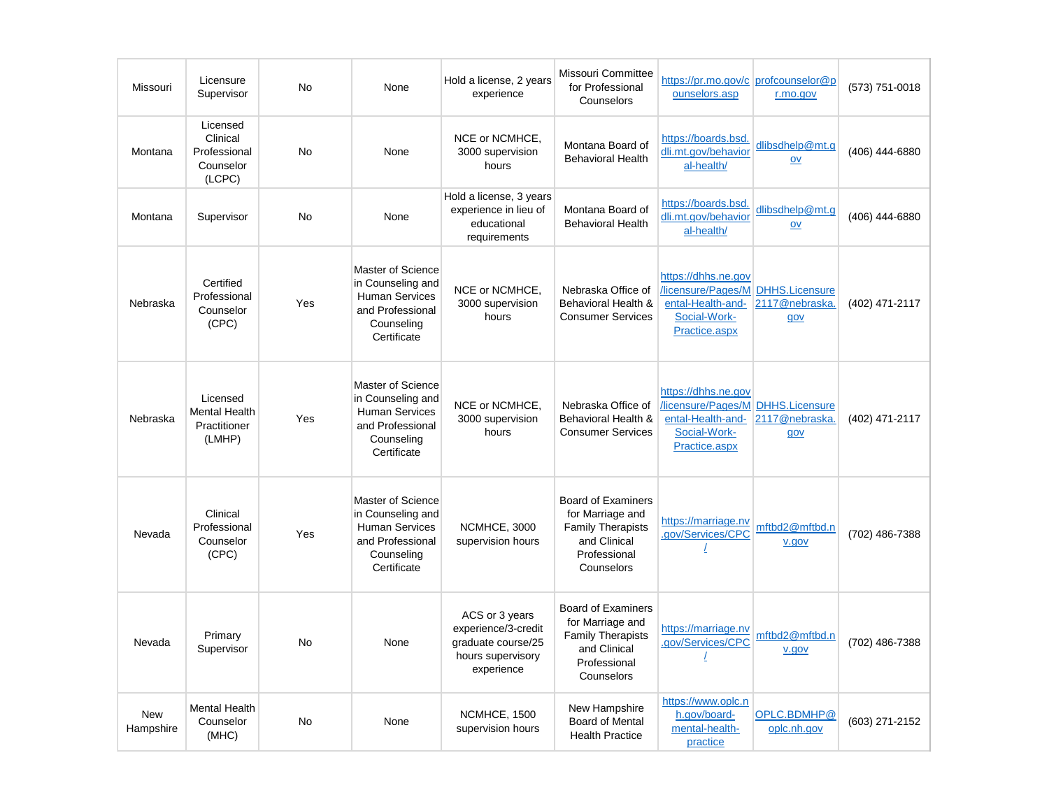| Missouri | Licensure Supervisor | No | None | Hold a license, 2 years experience | Missouri Committee for Professional Counselors | https://pr.mo.gov/counselors.asp | profcounselor@pr.mo.gov | (573) 751-0018 |
|---|---|---|---|---|---|---|---|---|
| Montana | Licensed Clinical Professional Counselor (LCPC) | No | None | NCE or NCMHCE, 3000 supervision hours | Montana Board of Behavioral Health | https://boards.bsd.dli.mt.gov/behavioral-health/ | dlibsdhelp@mt.gov | (406) 444-6880 |
| Montana | Supervisor | No | None | Hold a license, 3 years experience in lieu of educational requirements | Montana Board of Behavioral Health | https://boards.bsd.dli.mt.gov/behavioral-health/ | dlibsdhelp@mt.gov | (406) 444-6880 |
| Nebraska | Certified Professional Counselor (CPC) | Yes | Master of Science in Counseling and Human Services and Professional Counseling Certificate | NCE or NCMHCE, 3000 supervision hours | Nebraska Office of Behavioral Health & Consumer Services | https://dhhs.ne.gov/licensure/Pages/Mental-Health-and-Social-Work-Practice.aspx | DHHS.Licensure2117@nebraska.gov | (402) 471-2117 |
| Nebraska | Licensed Mental Health Practitioner (LMHP) | Yes | Master of Science in Counseling and Human Services and Professional Counseling Certificate | NCE or NCMHCE, 3000 supervision hours | Nebraska Office of Behavioral Health & Consumer Services | https://dhhs.ne.gov/licensure/Pages/Mental-Health-and-Social-Work-Practice.aspx | DHHS.Licensure2117@nebraska.gov | (402) 471-2117 |
| Nevada | Clinical Professional Counselor (CPC) | Yes | Master of Science in Counseling and Human Services and Professional Counseling Certificate | NCMHCE, 3000 supervision hours | Board of Examiners for Marriage and Family Therapists and Clinical Professional Counselors | https://marriage.nv.gov/Services/CPC/ | mftbd2@mftbd.nv.gov | (702) 486-7388 |
| Nevada | Primary Supervisor | No | None | ACS or 3 years experience/3-credit graduate course/25 hours supervisory experience | Board of Examiners for Marriage and Family Therapists and Clinical Professional Counselors | https://marriage.nv.gov/Services/CPC/ | mftbd2@mftbd.nv.gov | (702) 486-7388 |
| New Hampshire | Mental Health Counselor (MHC) | No | None | NCMHCE, 1500 supervision hours | New Hampshire Board of Mental Health Practice | https://www.oplc.nh.gov/board-mental-health-practice | OPLC.BDMHP@oplc.nh.gov | (603) 271-2152 |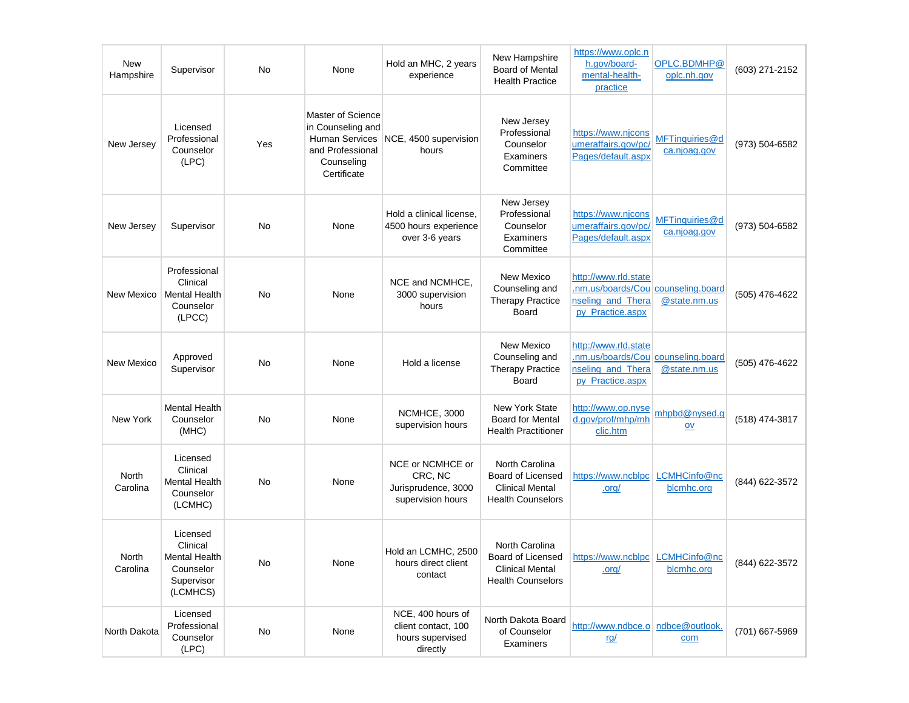| New Hampshire | Supervisor | No | None | Hold an MHC, 2 years experience | New Hampshire Board of Mental Health Practice | https://www.oplc.nh.gov/board-mental-health-practice | OPLC.BDMHP@oplc.nh.gov | (603) 271-2152 |
|---|---|---|---|---|---|---|---|---|
| New Jersey | Licensed Professional Counselor (LPC) | Yes | Master of Science in Counseling and Human Services and Professional Counseling Certificate | NCE, 4500 supervision hours | New Jersey Professional Counselor Examiners Committee | https://www.njconsumeraffairs.gov/pc/Pages/default.aspx | MFTinquiries@dca.njoag.gov | (973) 504-6582 |
| New Jersey | Supervisor | No | None | Hold a clinical license, 4500 hours experience over 3-6 years | New Jersey Professional Counselor Examiners Committee | https://www.njconsumeraffairs.gov/pc/Pages/default.aspx | MFTinquiries@dca.njoag.gov | (973) 504-6582 |
| New Mexico | Professional Clinical Mental Health Counselor (LPCC) | No | None | NCE and NCMHCE, 3000 supervision hours | New Mexico Counseling and Therapy Practice Board | http://www.rld.state.nm.us/boards/Counseling_and_Therapy_Practice.aspx | counseling.board@state.nm.us | (505) 476-4622 |
| New Mexico | Approved Supervisor | No | None | Hold a license | New Mexico Counseling and Therapy Practice Board | http://www.rld.state.nm.us/boards/Counseling_and_Therapy_Practice.aspx | counseling.board@state.nm.us | (505) 476-4622 |
| New York | Mental Health Counselor (MHC) | No | None | NCMHCE, 3000 supervision hours | New York State Board for Mental Health Practitioner | http://www.op.nysed.gov/prof/mhp/mhclic.htm | mhpbd@nysed.gov | (518) 474-3817 |
| North Carolina | Licensed Clinical Mental Health Counselor (LCMHC) | No | None | NCE or NCMHCE or CRC, NC Jurisprudence, 3000 supervision hours | North Carolina Board of Licensed Clinical Mental Health Counselors | https://www.ncblpc.org/ | LCMHCinfo@ncblcmhc.org | (844) 622-3572 |
| North Carolina | Licensed Clinical Mental Health Counselor Supervisor (LCMHCS) | No | None | Hold an LCMHC, 2500 hours direct client contact | North Carolina Board of Licensed Clinical Mental Health Counselors | https://www.ncblpc.org/ | LCMHCinfo@ncblcmhc.org | (844) 622-3572 |
| North Dakota | Licensed Professional Counselor (LPC) | No | None | NCE, 400 hours of client contact, 100 hours supervised directly | North Dakota Board of Counselor Examiners | http://www.ndbce.org/ | ndbce@outlook.com | (701) 667-5969 |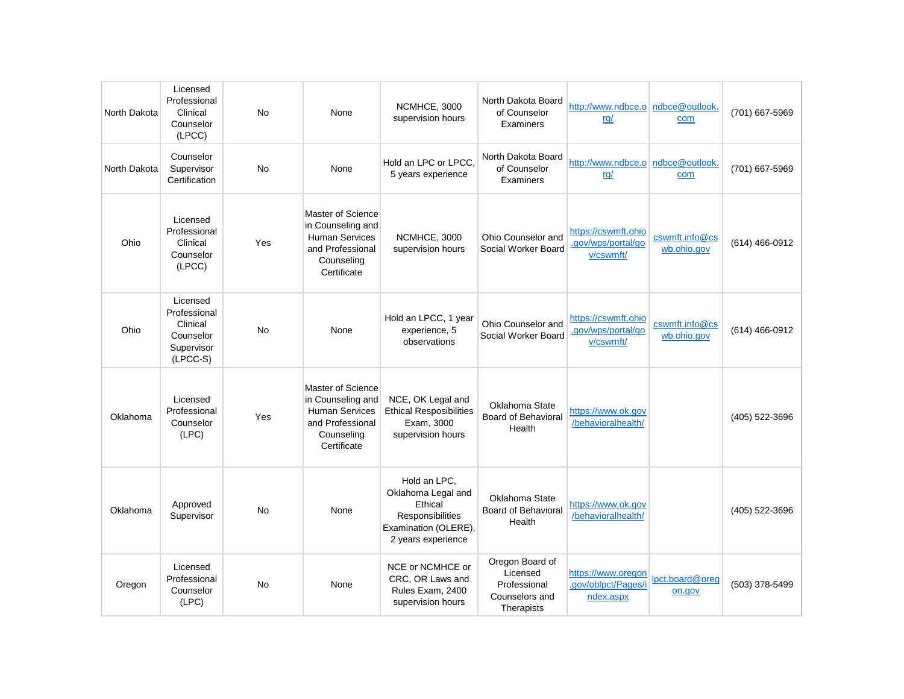| | | | | | | | | |
|---|---|---|---|---|---|---|---|---|
| North Dakota | Licensed Professional Clinical Counselor (LPCC) | No | None | NCMHCE, 3000 supervision hours | North Dakota Board of Counselor Examiners | http://www.ndbce.org/ | ndbce@outlook.com | (701) 667-5969 |
| North Dakota | Counselor Supervisor Certification | No | None | Hold an LPC or LPCC, 5 years experience | North Dakota Board of Counselor Examiners | http://www.ndbce.org/ | ndbce@outlook.com | (701) 667-5969 |
| Ohio | Licensed Professional Clinical Counselor (LPCC) | Yes | Master of Science in Counseling and Human Services and Professional Counseling Certificate | NCMHCE, 3000 supervision hours | Ohio Counselor and Social Worker Board | https://cswmft.ohio.gov/wps/portal/gov/cswmft/ | cswmft.info@cswb.ohio.gov | (614) 466-0912 |
| Ohio | Licensed Professional Clinical Counselor Supervisor (LPCC-S) | No | None | Hold an LPCC, 1 year experience, 5 observations | Ohio Counselor and Social Worker Board | https://cswmft.ohio.gov/wps/portal/gov/cswmft/ | cswmft.info@cswb.ohio.gov | (614) 466-0912 |
| Oklahoma | Licensed Professional Counselor (LPC) | Yes | Master of Science in Counseling and Human Services and Professional Counseling Certificate | NCE, OK Legal and Ethical Resposibilities Exam, 3000 supervision hours | Oklahoma State Board of Behavioral Health | https://www.ok.gov/behavioralhealth/ | | (405) 522-3696 |
| Oklahoma | Approved Supervisor | No | None | Hold an LPC, Oklahoma Legal and Ethical Responsibilities Examination (OLERE), 2 years experience | Oklahoma State Board of Behavioral Health | https://www.ok.gov/behavioralhealth/ | | (405) 522-3696 |
| Oregon | Licensed Professional Counselor (LPC) | No | None | NCE or NCMHCE or CRC, OR Laws and Rules Exam, 2400 supervision hours | Oregon Board of Licensed Professional Counselors and Therapists | https://www.oregon.gov/oblpct/Pages/index.aspx | lpct.board@oregon.gov | (503) 378-5499 |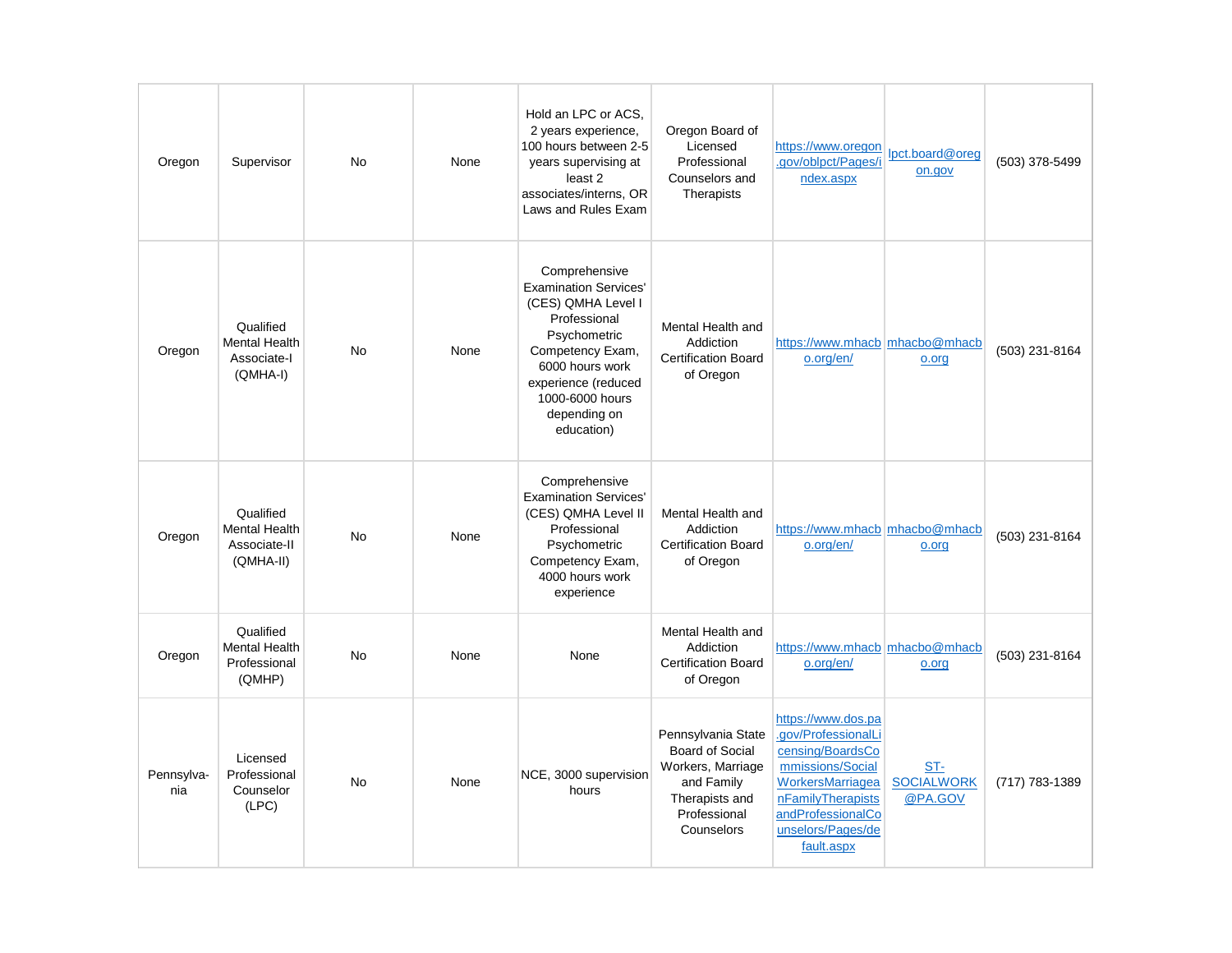| Oregon | Supervisor | No | None | Hold an LPC or ACS, 2 years experience, 100 hours between 2-5 years supervising at least 2 associates/interns, OR Laws and Rules Exam | Oregon Board of Licensed Professional Counselors and Therapists | https://www.oregon.gov/oblpct/Pages/index.aspx | lpct.board@oregon.gov | (503) 378-5499 |
|---|---|---|---|---|---|---|---|---|
| Oregon | Qualified Mental Health Associate-I (QMHA-I) | No | None | Comprehensive Examination Services' (CES) QMHA Level I Professional Psychometric Competency Exam, 6000 hours work experience (reduced 1000-6000 hours depending on education) | Mental Health and Addiction Certification Board of Oregon | https://www.mhacbo.org/en/ | mhacbo@mhacbo.org | (503) 231-8164 |
| Oregon | Qualified Mental Health Associate-II (QMHA-II) | No | None | Comprehensive Examination Services' (CES) QMHA Level II Professional Psychometric Competency Exam, 4000 hours work experience | Mental Health and Addiction Certification Board of Oregon | https://www.mhacbo.org/en/ | mhacbo@mhacbo.org | (503) 231-8164 |
| Oregon | Qualified Mental Health Professional (QMHP) | No | None | None | Mental Health and Addiction Certification Board of Oregon | https://www.mhacbo.org/en/ | mhacbo@mhacbo.org | (503) 231-8164 |
| Pennsylvania | Licensed Professional Counselor (LPC) | No | None | NCE, 3000 supervision hours | Pennsylvania State Board of Social Workers, Marriage and Family Therapists and Professional Counselors | https://www.dos.pa.gov/ProfessionalLicensing/BoardsCommissions/SocialWorkersMarriageanFamilyTherapistsandProfessionalCounselors/Pages/default.aspx | ST-SOCIALWORK@PA.GOV | (717) 783-1389 |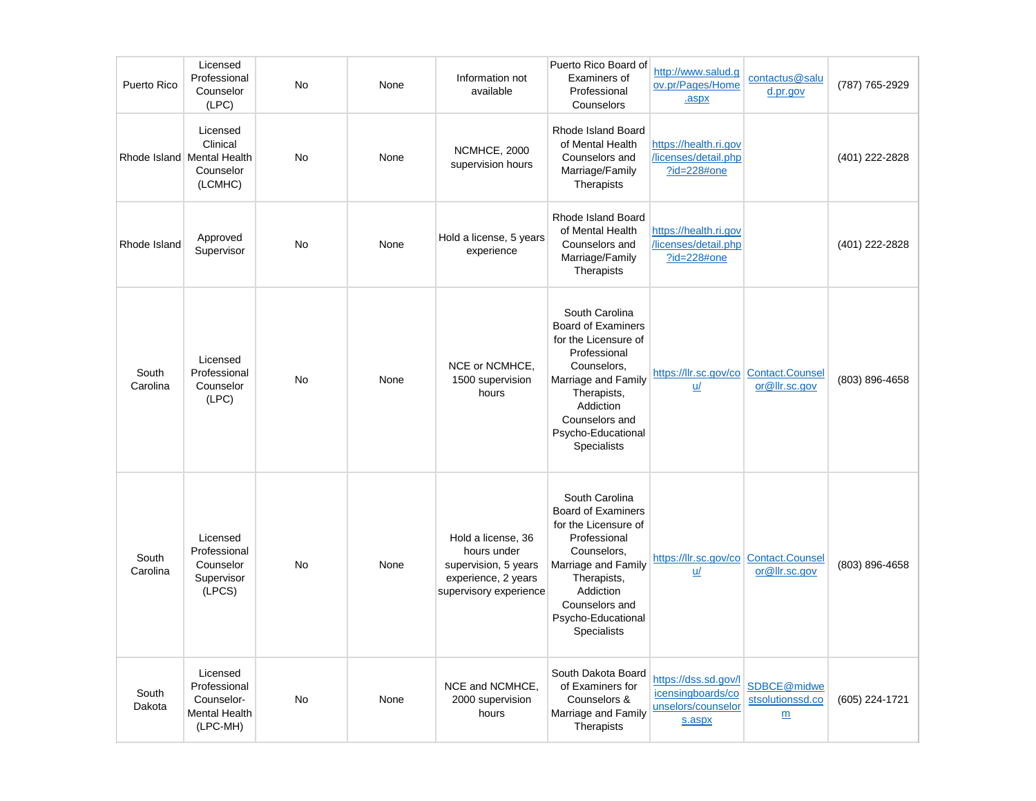| | | | | | | | | |
|---|---|---|---|---|---|---|---|---|
| Puerto Rico | Licensed Professional Counselor (LPC) | No | None | Information not available | Puerto Rico Board of Examiners of Professional Counselors | http://www.salud.gov.pr/Pages/Home.aspx | contactus@salud.pr.gov | (787) 765-2929 |
| Rhode Island | Licensed Clinical Mental Health Counselor (LCMHC) | No | None | NCMHCE, 2000 supervision hours | Rhode Island Board of Mental Health Counselors and Marriage/Family Therapists | https://health.ri.gov/licenses/detail.php?id=228#one | | (401) 222-2828 |
| Rhode Island | Approved Supervisor | No | None | Hold a license, 5 years experience | Rhode Island Board of Mental Health Counselors and Marriage/Family Therapists | https://health.ri.gov/licenses/detail.php?id=228#one | | (401) 222-2828 |
| South Carolina | Licensed Professional Counselor (LPC) | No | None | NCE or NCMHCE, 1500 supervision hours | South Carolina Board of Examiners for the Licensure of Professional Counselors, Marriage and Family Therapists, Addiction Counselors and Psycho-Educational Specialists | https://llr.sc.gov/cou/ | Contact.Counselor@llr.sc.gov | (803) 896-4658 |
| South Carolina | Licensed Professional Counselor Supervisor (LPCS) | No | None | Hold a license, 36 hours under supervision, 5 years experience, 2 years supervisory experience | South Carolina Board of Examiners for the Licensure of Professional Counselors, Marriage and Family Therapists, Addiction Counselors and Psycho-Educational Specialists | https://llr.sc.gov/cou/ | Contact.Counselor@llr.sc.gov | (803) 896-4658 |
| South Dakota | Licensed Professional Counselor-Mental Health (LPC-MH) | No | None | NCE and NCMHCE, 2000 supervision hours | South Dakota Board of Examiners for Counselors & Marriage and Family Therapists | https://dss.sd.gov/licensingboards/counselors/counselors.aspx | SDBCE@midweststsolutionssd.com | (605) 224-1721 |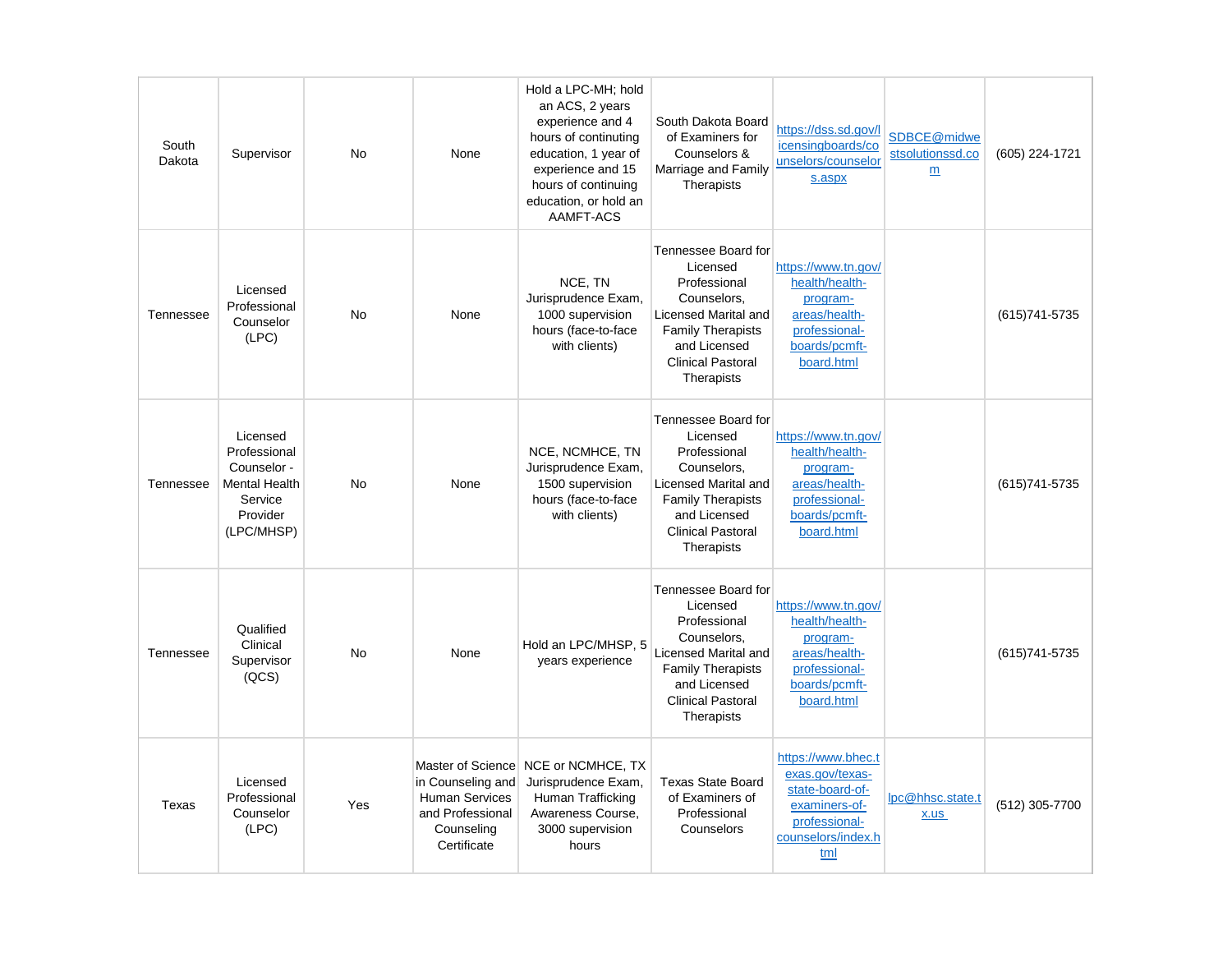| South Dakota | Supervisor | No | None | Hold a LPC-MH; hold an ACS, 2 years experience and 4 hours of continuing education, 1 year of experience and 15 hours of continuing education, or hold an AAMFT-ACS | South Dakota Board of Examiners for Counselors & Marriage and Family Therapists | https://dss.sd.gov/licensingboards/counselors/counselors.aspx | SDBCE@midwestsolutionssd.com | (605) 224-1721 |
|---|---|---|---|---|---|---|---|---|
| Tennessee | Licensed Professional Counselor (LPC) | No | None | NCE, TN Jurisprudence Exam, 1000 supervision hours (face-to-face with clients) | Tennessee Board for Licensed Professional Counselors, Licensed Marital and Family Therapists and Licensed Clinical Pastoral Therapists | https://www.tn.gov/health/health-program-areas/health-professional-boards/pcmft-board.html | | (615)741-5735 |
| Tennessee | Licensed Professional Counselor - Mental Health Service Provider (LPC/MHSP) | No | None | NCE, NCMHCE, TN Jurisprudence Exam, 1500 supervision hours (face-to-face with clients) | Tennessee Board for Licensed Professional Counselors, Licensed Marital and Family Therapists and Licensed Clinical Pastoral Therapists | https://www.tn.gov/health/health-program-areas/health-professional-boards/pcmft-board.html | | (615)741-5735 |
| Tennessee | Qualified Clinical Supervisor (QCS) | No | None | Hold an LPC/MHSP, 5 years experience | Tennessee Board for Licensed Professional Counselors, Licensed Marital and Family Therapists and Licensed Clinical Pastoral Therapists | https://www.tn.gov/health/health-program-areas/health-professional-boards/pcmft-board.html | | (615)741-5735 |
| Texas | Licensed Professional Counselor (LPC) | Yes | Master of Science in Counseling and Human Services and Professional Counseling Certificate | NCE or NCMHCE, TX Jurisprudence Exam, Human Trafficking Awareness Course, 3000 supervision hours | Texas State Board of Examiners of Professional Counselors | https://www.bhec.texas.gov/texas-state-board-of-examiners-of-professional-counselors/index.html | lpc@hhsc.state.tx.us | (512) 305-7700 |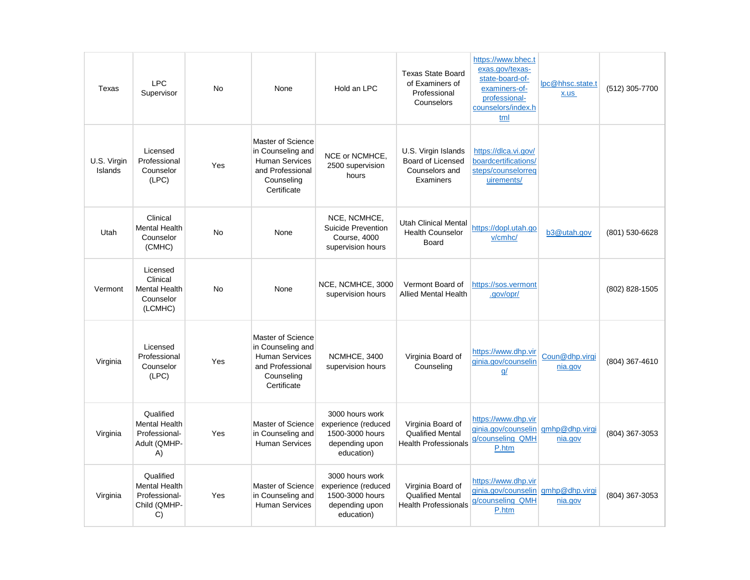| Texas | LPC Supervisor | No | None | Hold an LPC | Texas State Board of Examiners of Professional Counselors | https://www.bhec.texas.gov/texas-state-board-of-examiners-of-professional-counselors/index.html | lpc@hhsc.state.tx.us | (512) 305-7700 |
|---|---|---|---|---|---|---|---|---|
| U.S. Virgin Islands | Licensed Professional Counselor (LPC) | Yes | Master of Science in Counseling and Human Services and Professional Counseling Certificate | NCE or NCMHCE, 2500 supervision hours | U.S. Virgin Islands Board of Licensed Counselors and Examiners | https://dlca.vi.gov/boardcertifications/steps/counselorrequirements/ | | |
| Utah | Clinical Mental Health Counselor (CMHC) | No | None | NCE, NCMHCE, Suicide Prevention Course, 4000 supervision hours | Utah Clinical Mental Health Counselor Board | https://dopl.utah.gov/cmhc/ | b3@utah.gov | (801) 530-6628 |
| Vermont | Licensed Clinical Mental Health Counselor (LCMHC) | No | None | NCE, NCMHCE, 3000 supervision hours | Vermont Board of Allied Mental Health | https://sos.vermont.gov/opr/ | | (802) 828-1505 |
| Virginia | Licensed Professional Counselor (LPC) | Yes | Master of Science in Counseling and Human Services and Professional Counseling Certificate | NCMHCE, 3400 supervision hours | Virginia Board of Counseling | https://www.dhp.virginia.gov/counseling/ | Coun@dhp.virginia.gov | (804) 367-4610 |
| Virginia | Qualified Mental Health Professional-Adult (QMHP-A) | Yes | Master of Science in Counseling and Human Services | 3000 hours work experience (reduced 1500-3000 hours depending upon education) | Virginia Board of Qualified Mental Health Professionals | https://www.dhp.virginia.gov/counseling/counseling_QMHP.htm | qmhp@dhp.virginia.gov | (804) 367-3053 |
| Virginia | Qualified Mental Health Professional-Child (QMHP-C) | Yes | Master of Science in Counseling and Human Services | 3000 hours work experience (reduced 1500-3000 hours depending upon education) | Virginia Board of Qualified Mental Health Professionals | https://www.dhp.virginia.gov/counseling/counseling_QMHP.htm | qmhp@dhp.virginia.gov | (804) 367-3053 |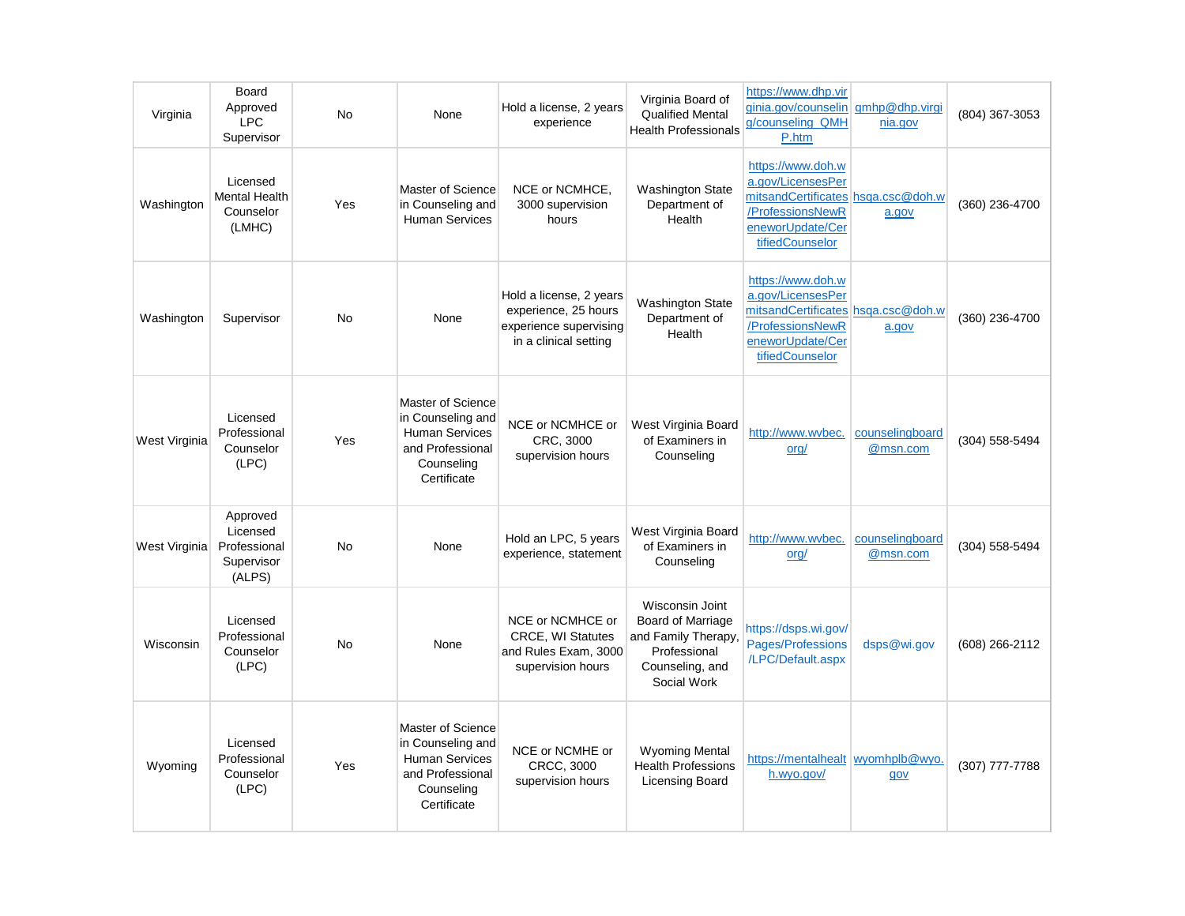| Virginia | Board Approved LPC Supervisor | No | None | Hold a license, 2 years experience | Virginia Board of Qualified Mental Health Professionals | https://www.dhp.virginia.gov/counseling/counseling_QMHP.htm | qmhp@dhp.virginia.gov | (804) 367-3053 |
|---|---|---|---|---|---|---|---|---|
| Washington | Licensed Mental Health Counselor (LMHC) | Yes | Master of Science in Counseling and Human Services | NCE or NCMHCE, 3000 supervision hours | Washington State Department of Health | https://www.doh.wa.gov/LicensesPermitsandCertificates/ProfessionsNewReneworUpdate/CertifiedCounselor | hsqa.csc@doh.wa.gov | (360) 236-4700 |
| Washington | Supervisor | No | None | Hold a license, 2 years experience, 25 hours experience supervising in a clinical setting | Washington State Department of Health | https://www.doh.wa.gov/LicensesPermitsandCertificates/ProfessionsNewReneworUpdate/CertifiedCounselor | hsqa.csc@doh.wa.gov | (360) 236-4700 |
| West Virginia | Licensed Professional Counselor (LPC) | Yes | Master of Science in Counseling and Human Services and Professional Counseling Certificate | NCE or NCMHCE or CRC, 3000 supervision hours | West Virginia Board of Examiners in Counseling | http://www.wvbec.org/ | counselingboard@msn.com | (304) 558-5494 |
| West Virginia | Approved Licensed Professional Supervisor (ALPS) | No | None | Hold an LPC, 5 years experience, statement | West Virginia Board of Examiners in Counseling | http://www.wvbec.org/ | counselingboard@msn.com | (304) 558-5494 |
| Wisconsin | Licensed Professional Counselor (LPC) | No | None | NCE or NCMHCE or CRCE, WI Statutes and Rules Exam, 3000 supervision hours | Wisconsin Joint Board of Marriage and Family Therapy, Professional Counseling, and Social Work | https://dsps.wi.gov/Pages/Professions/LPC/Default.aspx | dsps@wi.gov | (608) 266-2112 |
| Wyoming | Licensed Professional Counselor (LPC) | Yes | Master of Science in Counseling and Human Services and Professional Counseling Certificate | NCE or NCMHE or CRCC, 3000 supervision hours | Wyoming Mental Health Professions Licensing Board | https://mentalhealth.wyo.gov/ | wyomhplb@wyo.gov | (307) 777-7788 |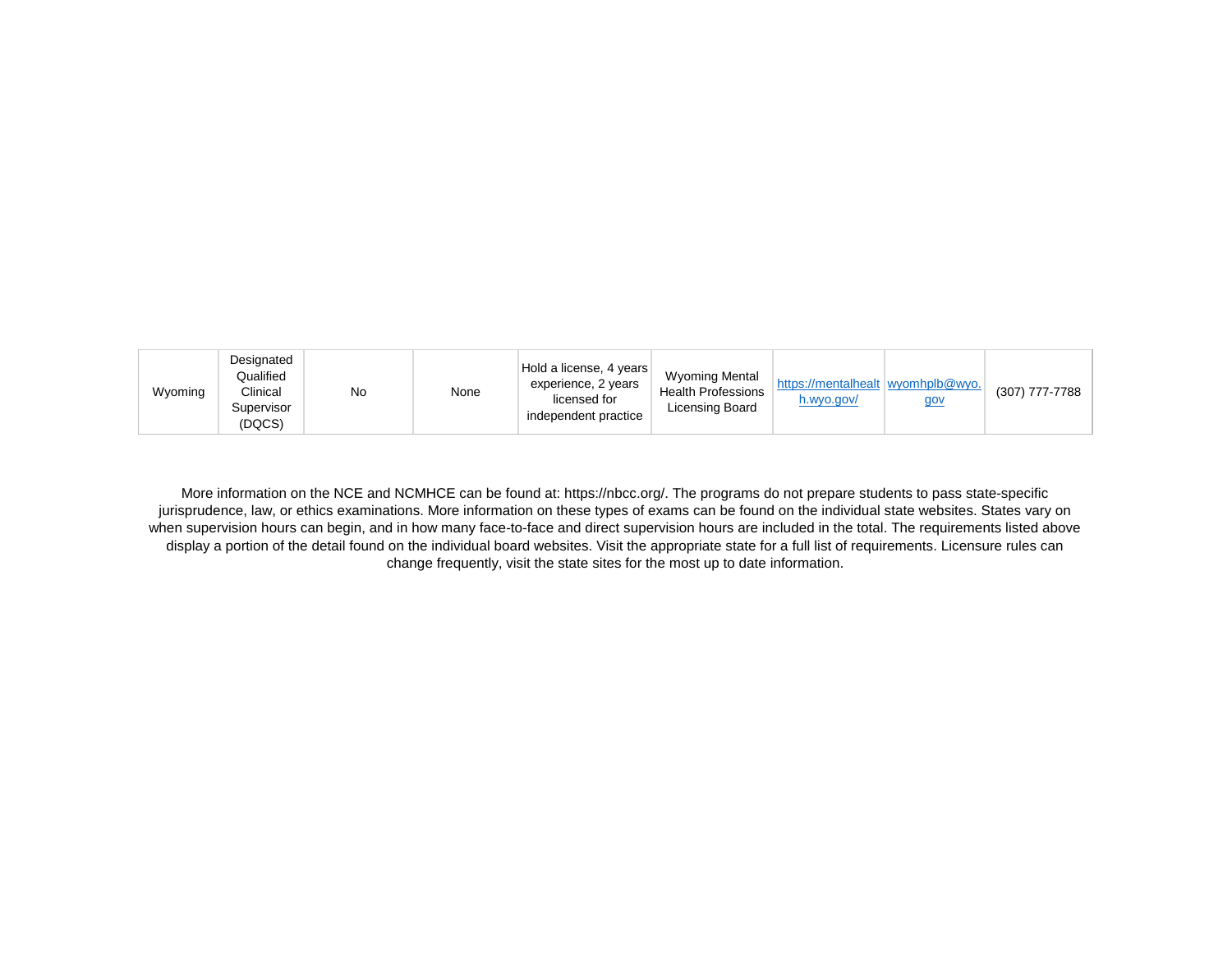| | | | | | | | | |
|---|---|---|---|---|---|---|---|---|
| Wyoming | Designated Qualified Clinical Supervisor (DQCS) | No | None | Hold a license, 4 years experience, 2 years licensed for independent practice | Wyoming Mental Health Professions Licensing Board | https://mentalhealth.wyo.gov/ | wyomhplb@wyo.gov | (307) 777-7788 |

More information on the NCE and NCMHCE can be found at: https://nbcc.org/. The programs do not prepare students to pass state-specific jurisprudence, law, or ethics examinations. More information on these types of exams can be found on the individual state websites. States vary on when supervision hours can begin, and in how many face-to-face and direct supervision hours are included in the total. The requirements listed above display a portion of the detail found on the individual board websites. Visit the appropriate state for a full list of requirements. Licensure rules can change frequently, visit the state sites for the most up to date information.